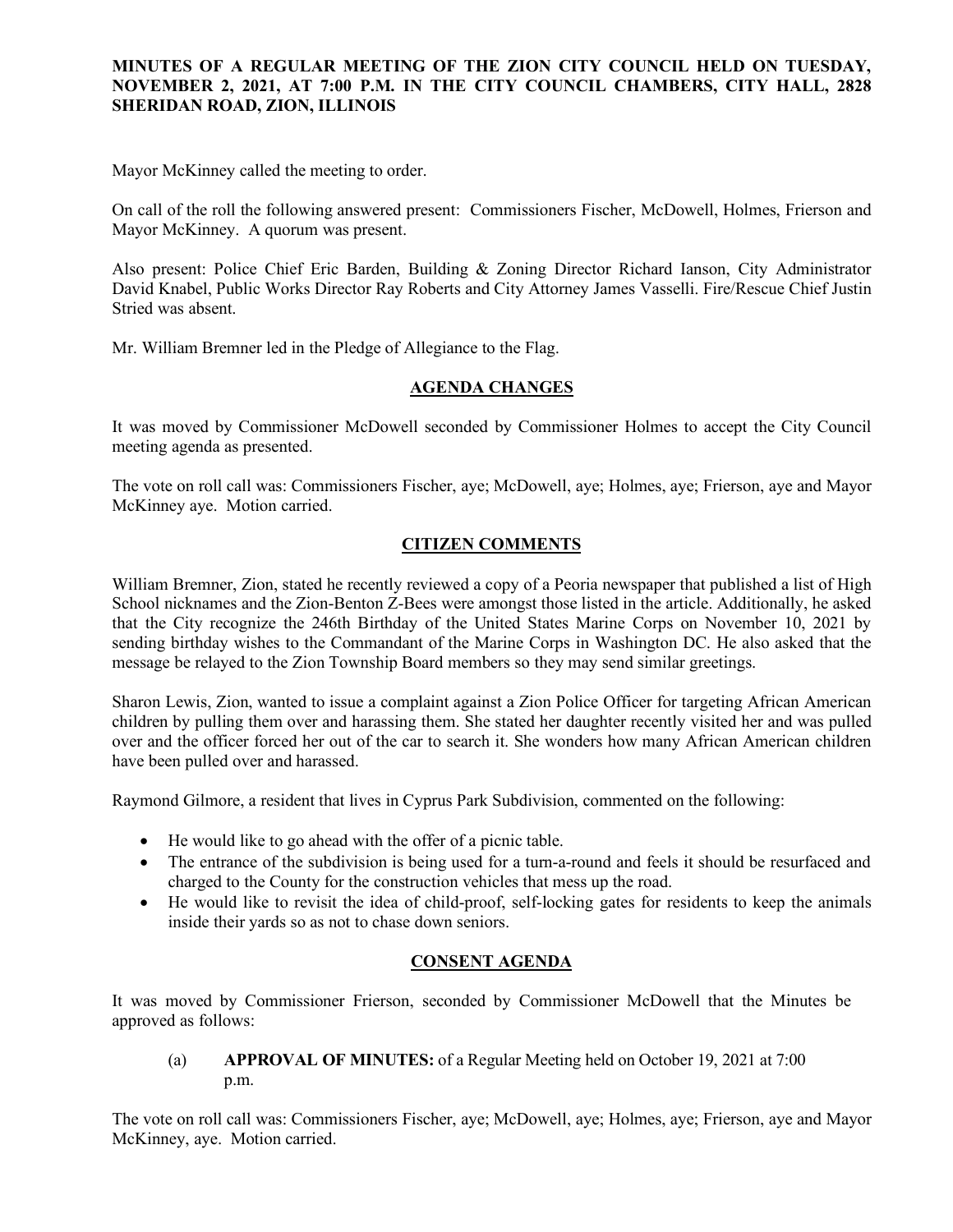**MINUTES OF A REGULAR MEETING OF THE ZION CITY COUNCIL HELD ON TUESDAY, NOVEMBER 2, 2021, AT 7:00 P.M. IN THE CITY COUNCIL CHAMBERS, CITY HALL, 2828 SHERIDAN ROAD, ZION, ILLINOIS**

Mayor McKinney called the meeting to order.

On call of the roll the following answered present: Commissioners Fischer, McDowell, Holmes, Frierson and Mayor McKinney. A quorum was present.

Also present: Police Chief Eric Barden, Building & Zoning Director Richard Ianson, City Administrator David Knabel, Public Works Director Ray Roberts and City Attorney James Vasselli. Fire/Rescue Chief Justin Stried was absent.

Mr. William Bremner led in the Pledge of Allegiance to the Flag.

## AGENDA CHANGES

It was moved by Commissioner McDowell seconded by Commissioner Holmes to accept the City Council meeting agenda as presented.

The vote on roll call was: Commissioners Fischer, aye; McDowell, aye; Holmes, aye; Frierson, aye and Mayor McKinney aye. Motion carried.

## CITIZEN COMMENTS

William Bremner, Zion, stated he recently reviewed a copy of a Peoria newspaper that published a list of High School nicknames and the Zion-Benton Z-Bees were amongst those listed in the article. Additionally, he asked that the City recognize the 246th Birthday of the United States Marine Corps on November 10, 2021 by sending birthday wishes to the Commandant of the Marine Corps in Washington DC. He also asked that the message be relayed to the Zion Township Board members so they may send similar greetings.

Sharon Lewis, Zion, wanted to issue a complaint against a Zion Police Officer for targeting African American children by pulling them over and harassing them. She stated her daughter recently visited her and was pulled over and the officer forced her out of the car to search it. She wonders how many African American children have been pulled over and harassed.

Raymond Gilmore, a resident that lives in Cyprus Park Subdivision, commented on the following:

- He would like to go ahead with the offer of a picnic table.
- The entrance of the subdivision is being used for a turn-a-round and feels it should be resurfaced and charged to the County for the construction vehicles that mess up the road.
- He would like to revisit the idea of child-proof, self-locking gates for residents to keep the animals inside their yards so as not to chase down seniors.

## CONSENT AGENDA

It was moved by Commissioner Frierson, seconded by Commissioner McDowell that the Minutes be approved as follows:

(a) **APPROVAL OF MINUTES:** of a Regular Meeting held on October 19, 2021 at 7:00 p.m.

The vote on roll call was: Commissioners Fischer, aye; McDowell, aye; Holmes, aye; Frierson, aye and Mayor McKinney, aye. Motion carried.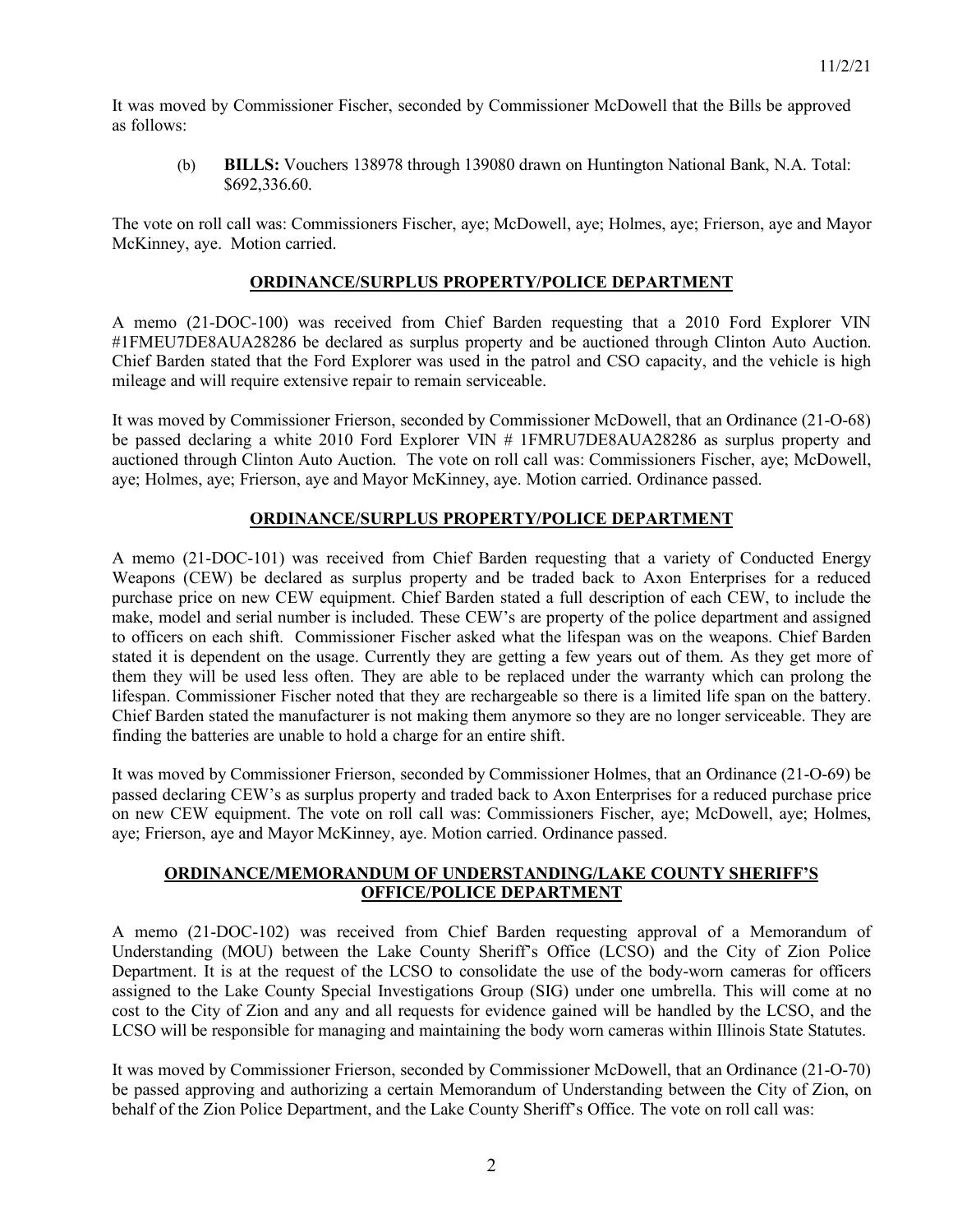It was moved by Commissioner Fischer, seconded by Commissioner McDowell that the Bills be approved as follows:

> (b) **BILLS:** Vouchers 138978 through 139080 drawn on Huntington National Bank, N.A. Total: $692,336.60.

The vote on roll call was: Commissioners Fischer, aye; McDowell, aye; Holmes, aye; Frierson, aye and Mayor McKinney, aye. Motion carried.

## ORDINANCE/SURPLUS PROPERTY/POLICE DEPARTMENT

A memo (21-DOC-100) was received from Chief Barden requesting that a 2010 Ford Explorer VIN #1FMEU7DE8AUA28286 be declared as surplus property and be auctioned through Clinton Auto Auction. Chief Barden stated that the Ford Explorer was used in the patrol and CSO capacity, and the vehicle is high mileage and will require extensive repair to remain serviceable.

It was moved by Commissioner Frierson, seconded by Commissioner McDowell, that an Ordinance (21-O-68) be passed declaring a white 2010 Ford Explorer VIN # 1FMRU7DE8AUA28286 as surplus property and auctioned through Clinton Auto Auction. The vote on roll call was: Commissioners Fischer, aye; McDowell, aye; Holmes, aye; Frierson, aye and Mayor McKinney, aye. Motion carried. Ordinance passed.

## ORDINANCE/SURPLUS PROPERTY/POLICE DEPARTMENT

A memo (21-DOC-101) was received from Chief Barden requesting that a variety of Conducted Energy Weapons (CEW) be declared as surplus property and be traded back to Axon Enterprises for a reduced purchase price on new CEW equipment. Chief Barden stated a full description of each CEW, to include the make, model and serial number is included. These CEW's are property of the police department and assigned to officers on each shift. Commissioner Fischer asked what the lifespan was on the weapons. Chief Barden stated it is dependent on the usage. Currently they are getting a few years out of them. As they get more of them they will be used less often. They are able to be replaced under the warranty which can prolong the lifespan. Commissioner Fischer noted that they are rechargeable so there is a limited life span on the battery. Chief Barden stated the manufacturer is not making them anymore so they are no longer serviceable. They are finding the batteries are unable to hold a charge for an entire shift.

It was moved by Commissioner Frierson, seconded by Commissioner Holmes, that an Ordinance (21-O-69) be passed declaring CEW's as surplus property and traded back to Axon Enterprises for a reduced purchase price on new CEW equipment. The vote on roll call was: Commissioners Fischer, aye; McDowell, aye; Holmes, aye; Frierson, aye and Mayor McKinney, aye. Motion carried. Ordinance passed.

## ORDINANCE/MEMORANDUM OF UNDERSTANDING/LAKE COUNTY SHERIFF'S OFFICE/POLICE DEPARTMENT

A memo (21-DOC-102) was received from Chief Barden requesting approval of a Memorandum of Understanding (MOU) between the Lake County Sheriff's Office (LCSO) and the City of Zion Police Department. It is at the request of the LCSO to consolidate the use of the body-worn cameras for officers assigned to the Lake County Special Investigations Group (SIG) under one umbrella. This will come at no cost to the City of Zion and any and all requests for evidence gained will be handled by the LCSO, and the LCSO will be responsible for managing and maintaining the body worn cameras within Illinois State Statutes.

It was moved by Commissioner Frierson, seconded by Commissioner McDowell, that an Ordinance (21-O-70) be passed approving and authorizing a certain Memorandum of Understanding between the City of Zion, on behalf of the Zion Police Department, and the Lake County Sheriff's Office. The vote on roll call was: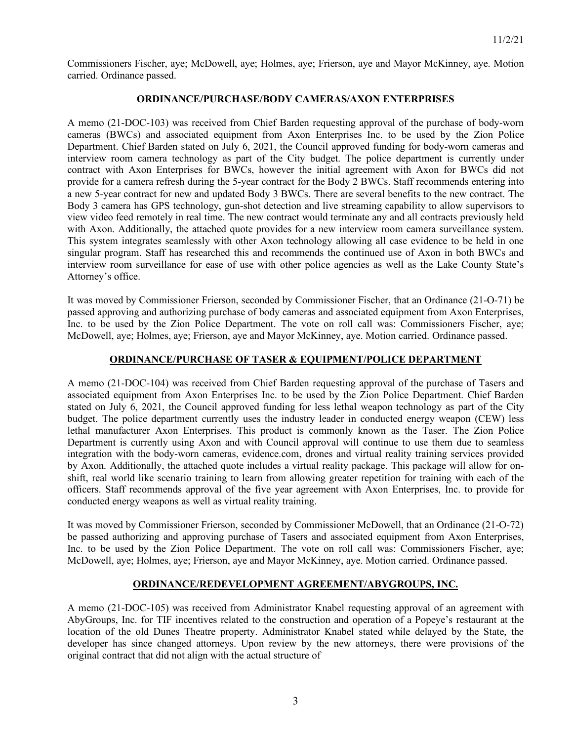Commissioners Fischer, aye; McDowell, aye; Holmes, aye; Frierson, aye and Mayor McKinney, aye. Motion carried. Ordinance passed.

**ORDINANCE/PURCHASE/BODY CAMERAS/AXON ENTERPRISES**

A memo (21-DOC-103) was received from Chief Barden requesting approval of the purchase of body-worn cameras (BWCs) and associated equipment from Axon Enterprises Inc. to be used by the Zion Police Department. Chief Barden stated on July 6, 2021, the Council approved funding for body-worn cameras and interview room camera technology as part of the City budget. The police department is currently under contract with Axon Enterprises for BWCs, however the initial agreement with Axon for BWCs did not provide for a camera refresh during the 5-year contract for the Body 2 BWCs. Staff recommends entering into a new 5-year contract for new and updated Body 3 BWCs. There are several benefits to the new contract. The Body 3 camera has GPS technology, gun-shot detection and live streaming capability to allow supervisors to view video feed remotely in real time. The new contract would terminate any and all contracts previously held with Axon. Additionally, the attached quote provides for a new interview room camera surveillance system. This system integrates seamlessly with other Axon technology allowing all case evidence to be held in one singular program. Staff has researched this and recommends the continued use of Axon in both BWCs and interview room surveillance for ease of use with other police agencies as well as the Lake County State's Attorney's office.

It was moved by Commissioner Frierson, seconded by Commissioner Fischer, that an Ordinance (21-O-71) be passed approving and authorizing purchase of body cameras and associated equipment from Axon Enterprises, Inc. to be used by the Zion Police Department. The vote on roll call was: Commissioners Fischer, aye; McDowell, aye; Holmes, aye; Frierson, aye and Mayor McKinney, aye. Motion carried. Ordinance passed.

**ORDINANCE/PURCHASE OF TASER & EQUIPMENT/POLICE DEPARTMENT**

A memo (21-DOC-104) was received from Chief Barden requesting approval of the purchase of Tasers and associated equipment from Axon Enterprises Inc. to be used by the Zion Police Department. Chief Barden stated on July 6, 2021, the Council approved funding for less lethal weapon technology as part of the City budget. The police department currently uses the industry leader in conducted energy weapon (CEW) less lethal manufacturer Axon Enterprises. This product is commonly known as the Taser. The Zion Police Department is currently using Axon and with Council approval will continue to use them due to seamless integration with the body-worn cameras, evidence.com, drones and virtual reality training services provided by Axon. Additionally, the attached quote includes a virtual reality package. This package will allow for on-shift, real world like scenario training to learn from allowing greater repetition for training with each of the officers. Staff recommends approval of the five year agreement with Axon Enterprises, Inc. to provide for conducted energy weapons as well as virtual reality training.

It was moved by Commissioner Frierson, seconded by Commissioner McDowell, that an Ordinance (21-O-72) be passed authorizing and approving purchase of Tasers and associated equipment from Axon Enterprises, Inc. to be used by the Zion Police Department. The vote on roll call was: Commissioners Fischer, aye; McDowell, aye; Holmes, aye; Frierson, aye and Mayor McKinney, aye. Motion carried. Ordinance passed.

**ORDINANCE/REDEVELOPMENT AGREEMENT/ABYGROUPS, INC.**

A memo (21-DOC-105) was received from Administrator Knabel requesting approval of an agreement with AbyGroups, Inc. for TIF incentives related to the construction and operation of a Popeye's restaurant at the location of the old Dunes Theatre property. Administrator Knabel stated while delayed by the State, the developer has since changed attorneys. Upon review by the new attorneys, there were provisions of the original contract that did not align with the actual structure of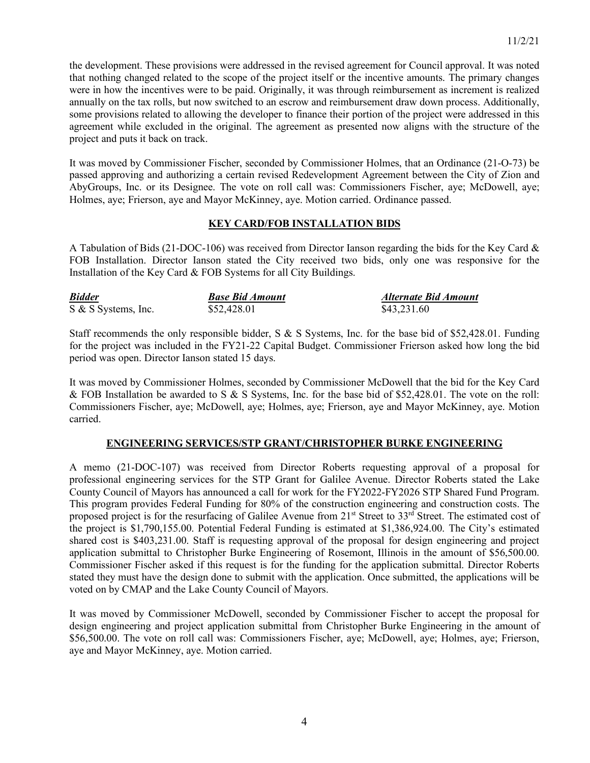the development. These provisions were addressed in the revised agreement for Council approval. It was noted that nothing changed related to the scope of the project itself or the incentive amounts. The primary changes were in how the incentives were to be paid. Originally, it was through reimbursement as increment is realized annually on the tax rolls, but now switched to an escrow and reimbursement draw down process. Additionally, some provisions related to allowing the developer to finance their portion of the project were addressed in this agreement while excluded in the original. The agreement as presented now aligns with the structure of the project and puts it back on track.

It was moved by Commissioner Fischer, seconded by Commissioner Holmes, that an Ordinance (21-O-73) be passed approving and authorizing a certain revised Redevelopment Agreement between the City of Zion and AbyGroups, Inc. or its Designee. The vote on roll call was: Commissioners Fischer, aye; McDowell, aye; Holmes, aye; Frierson, aye and Mayor McKinney, aye. Motion carried. Ordinance passed.

## KEY CARD/FOB INSTALLATION BIDS

A Tabulation of Bids (21-DOC-106) was received from Director Ianson regarding the bids for the Key Card & FOB Installation. Director Ianson stated the City received two bids, only one was responsive for the Installation of the Key Card & FOB Systems for all City Buildings.

| *Bidder* | *Base Bid Amount* | *Alternate Bid Amount* |
|---|---|---|
| S & S Systems, Inc. | $52,428.01 | $43,231.60 |

Staff recommends the only responsible bidder, S & S Systems, Inc. for the base bid of $52,428.01. Funding for the project was included in the FY21-22 Capital Budget. Commissioner Frierson asked how long the bid period was open. Director Ianson stated 15 days.

It was moved by Commissioner Holmes, seconded by Commissioner McDowell that the bid for the Key Card & FOB Installation be awarded to S & S Systems, Inc. for the base bid of $52,428.01. The vote on the roll: Commissioners Fischer, aye; McDowell, aye; Holmes, aye; Frierson, aye and Mayor McKinney, aye. Motion carried.

## ENGINEERING SERVICES/STP GRANT/CHRISTOPHER BURKE ENGINEERING

A memo (21-DOC-107) was received from Director Roberts requesting approval of a proposal for professional engineering services for the STP Grant for Galilee Avenue. Director Roberts stated the Lake County Council of Mayors has announced a call for work for the FY2022-FY2026 STP Shared Fund Program. This program provides Federal Funding for 80% of the construction engineering and construction costs. The proposed project is for the resurfacing of Galilee Avenue from 21st Street to 33rd Street. The estimated cost of the project is $1,790,155.00. Potential Federal Funding is estimated at $1,386,924.00. The City's estimated shared cost is $403,231.00. Staff is requesting approval of the proposal for design engineering and project application submittal to Christopher Burke Engineering of Rosemont, Illinois in the amount of $56,500.00. Commissioner Fischer asked if this request is for the funding for the application submittal. Director Roberts stated they must have the design done to submit with the application. Once submitted, the applications will be voted on by CMAP and the Lake County Council of Mayors.

It was moved by Commissioner McDowell, seconded by Commissioner Fischer to accept the proposal for design engineering and project application submittal from Christopher Burke Engineering in the amount of $56,500.00. The vote on roll call was: Commissioners Fischer, aye; McDowell, aye; Holmes, aye; Frierson, aye and Mayor McKinney, aye. Motion carried.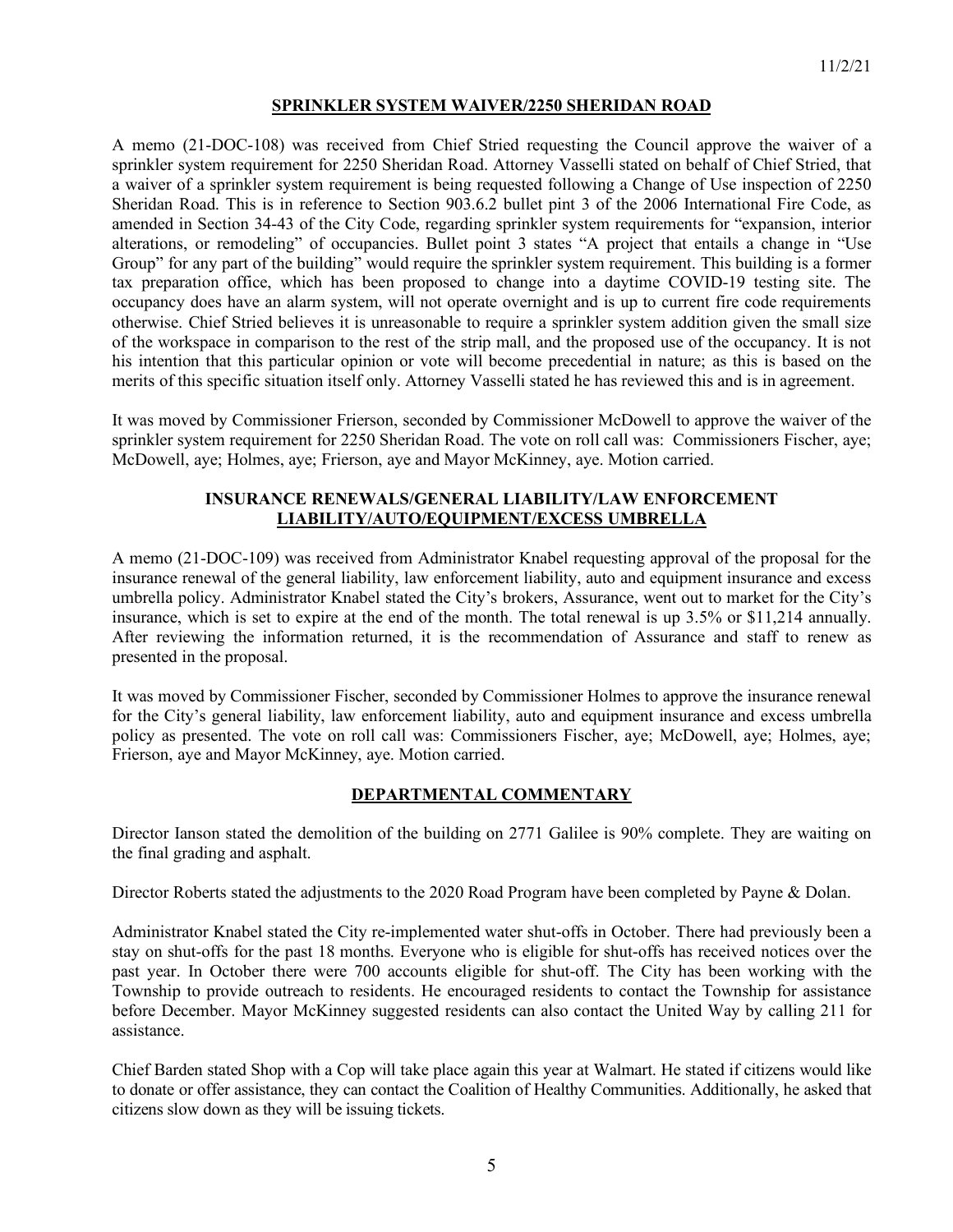## SPRINKLER SYSTEM WAIVER/2250 SHERIDAN ROAD

A memo (21-DOC-108) was received from Chief Stried requesting the Council approve the waiver of a sprinkler system requirement for 2250 Sheridan Road. Attorney Vasselli stated on behalf of Chief Stried, that a waiver of a sprinkler system requirement is being requested following a Change of Use inspection of 2250 Sheridan Road. This is in reference to Section 903.6.2 bullet pint 3 of the 2006 International Fire Code, as amended in Section 34-43 of the City Code, regarding sprinkler system requirements for "expansion, interior alterations, or remodeling" of occupancies. Bullet point 3 states "A project that entails a change in "Use Group" for any part of the building" would require the sprinkler system requirement. This building is a former tax preparation office, which has been proposed to change into a daytime COVID-19 testing site. The occupancy does have an alarm system, will not operate overnight and is up to current fire code requirements otherwise. Chief Stried believes it is unreasonable to require a sprinkler system addition given the small size of the workspace in comparison to the rest of the strip mall, and the proposed use of the occupancy. It is not his intention that this particular opinion or vote will become precedential in nature; as this is based on the merits of this specific situation itself only. Attorney Vasselli stated he has reviewed this and is in agreement.

It was moved by Commissioner Frierson, seconded by Commissioner McDowell to approve the waiver of the sprinkler system requirement for 2250 Sheridan Road. The vote on roll call was: Commissioners Fischer, aye; McDowell, aye; Holmes, aye; Frierson, aye and Mayor McKinney, aye. Motion carried.

## INSURANCE RENEWALS/GENERAL LIABILITY/LAW ENFORCEMENT LIABILITY/AUTO/EQUIPMENT/EXCESS UMBRELLA

A memo (21-DOC-109) was received from Administrator Knabel requesting approval of the proposal for the insurance renewal of the general liability, law enforcement liability, auto and equipment insurance and excess umbrella policy. Administrator Knabel stated the City's brokers, Assurance, went out to market for the City's insurance, which is set to expire at the end of the month. The total renewal is up 3.5% or $11,214 annually. After reviewing the information returned, it is the recommendation of Assurance and staff to renew as presented in the proposal.

It was moved by Commissioner Fischer, seconded by Commissioner Holmes to approve the insurance renewal for the City's general liability, law enforcement liability, auto and equipment insurance and excess umbrella policy as presented. The vote on roll call was: Commissioners Fischer, aye; McDowell, aye; Holmes, aye; Frierson, aye and Mayor McKinney, aye. Motion carried.

## DEPARTMENTAL COMMENTARY

Director Ianson stated the demolition of the building on 2771 Galilee is 90% complete. They are waiting on the final grading and asphalt.

Director Roberts stated the adjustments to the 2020 Road Program have been completed by Payne & Dolan.

Administrator Knabel stated the City re-implemented water shut-offs in October. There had previously been a stay on shut-offs for the past 18 months. Everyone who is eligible for shut-offs has received notices over the past year. In October there were 700 accounts eligible for shut-off. The City has been working with the Township to provide outreach to residents. He encouraged residents to contact the Township for assistance before December. Mayor McKinney suggested residents can also contact the United Way by calling 211 for assistance.

Chief Barden stated Shop with a Cop will take place again this year at Walmart. He stated if citizens would like to donate or offer assistance, they can contact the Coalition of Healthy Communities. Additionally, he asked that citizens slow down as they will be issuing tickets.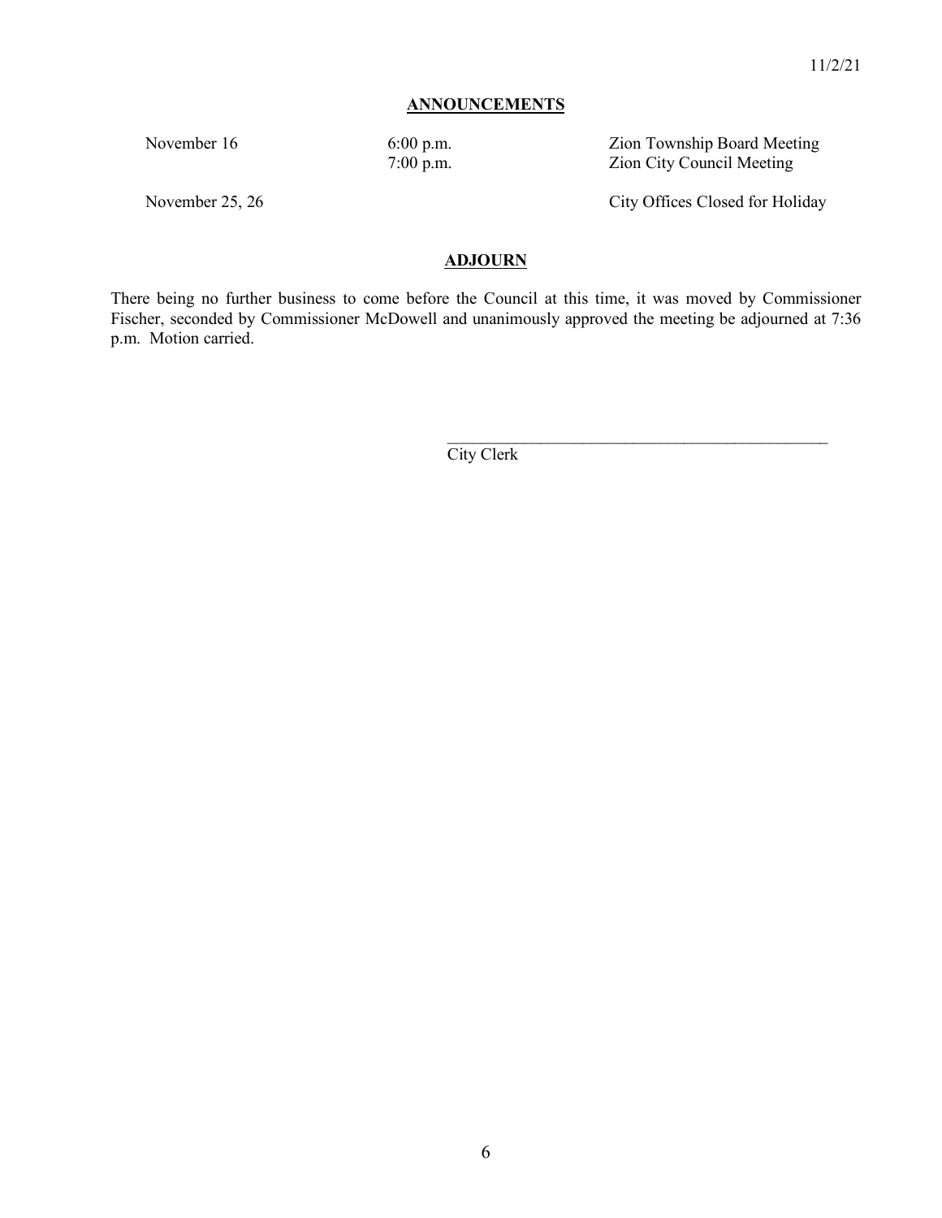## ANNOUNCEMENTS

| | | |
|---|---|---|
| November 16 | 6:00 p.m. | Zion Township Board Meeting |
| | 7:00 p.m. | Zion City Council Meeting |
| November 25, 26 | | City Offices Closed for Holiday |

## ADJOURN

There being no further business to come before the Council at this time, it was moved by Commissioner Fischer, seconded by Commissioner McDowell and unanimously approved the meeting be adjourned at 7:36 p.m. Motion carried.

\_\_\_\_\_\_\_\_\_\_\_\_\_\_\_\_\_\_\_\_\_\_\_\_\_\_\_\_\_\_\_\_\_\_\_\_\_\_\_\_\_\_\_\_\_\_\_\_

City Clerk